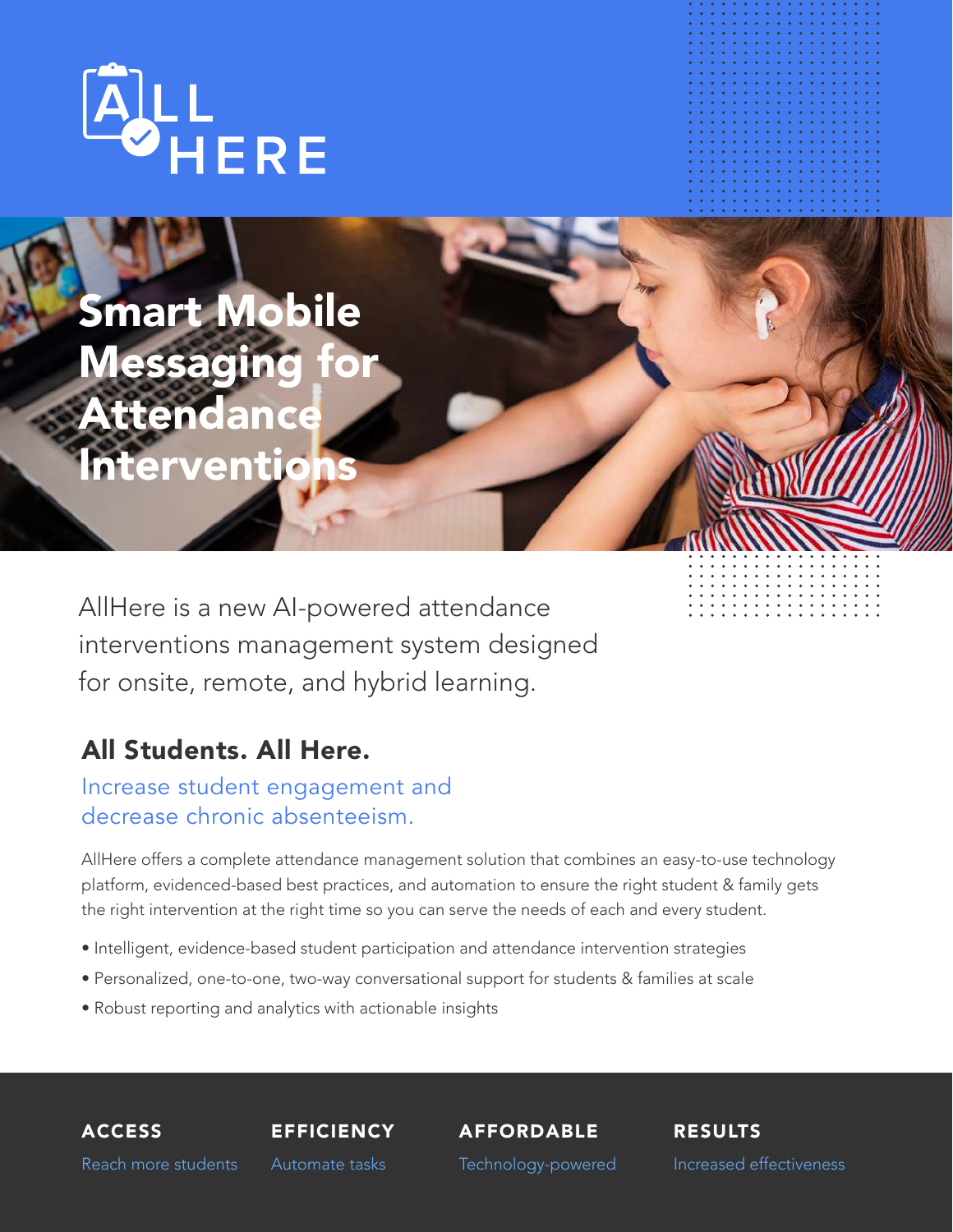# ALL HERE

# Smart Mobile Messaging for Attendance Interventions

AllHere is a new AI-powered attendance interventions management system designed for onsite, remote, and hybrid learning.

## All Students. All Here.

### Increase student engagement and decrease chronic absenteeism.

AllHere offers a complete attendance management solution that combines an easy-to-use technology platform, evidenced-based best practices, and automation to ensure the right student & family gets the right intervention at the right time so you can serve the needs of each and every student.

- Intelligent, evidence-based student participation and attendance intervention strategies
- Personalized, one-to-one, two-way conversational support for students & families at scale
- Robust reporting and analytics with actionable insights

**ACCESS**
Reach more students

**EFFICIENCY**
Automate tasks

**AFFORDABLE**
Technology-powered

**RESULTS**
Increased effectiveness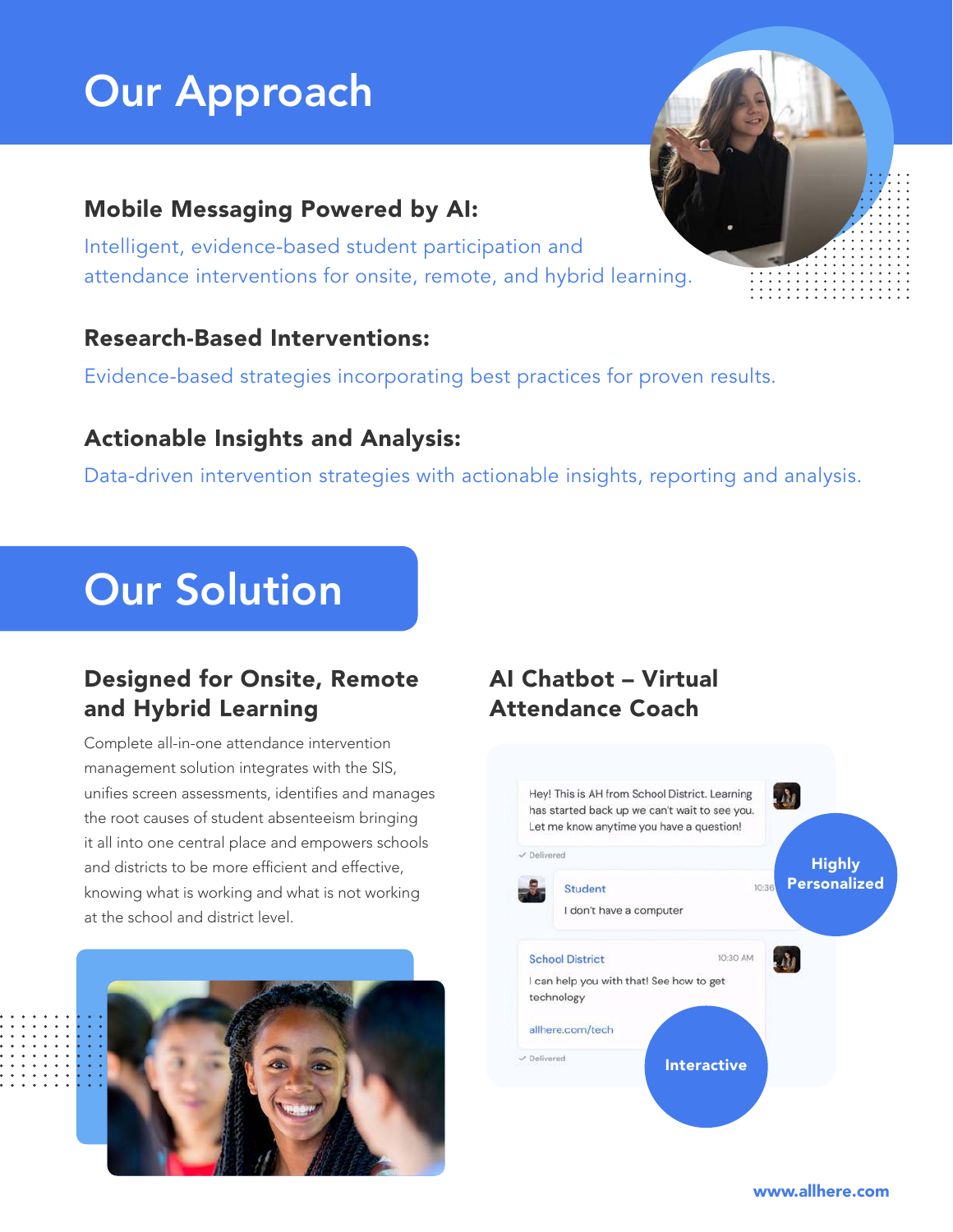# Our Approach

### Mobile Messaging Powered by AI:

Intelligent, evidence-based student participation and attendance interventions for onsite, remote, and hybrid learning.

### Research-Based Interventions:

Evidence-based strategies incorporating best practices for proven results.

### Actionable Insights and Analysis:

Data-driven intervention strategies with actionable insights, reporting and analysis.

# Our Solution

### Designed for Onsite, Remote and Hybrid Learning

Complete all-in-one attendance intervention management solution integrates with the SIS, unifies screen assessments, identifies and manages the root causes of student absenteeism bringing it all into one central place and empowers schools and districts to be more efficient and effective, knowing what is working and what is not working at the school and district level.

### AI Chatbot – Virtual Attendance Coach

Hey! This is AH from School District. Learning has started back up we can't wait to see you. Let me know anytime you have a question!

✓ Delivered

**Student** 10:36

I don't have a computer

**School District** 10:30 AM

I can help you with that! See how to get technology

allhere.com/tech

✓ Delivered

**Highly Personalized**

**Interactive**

www.allhere.com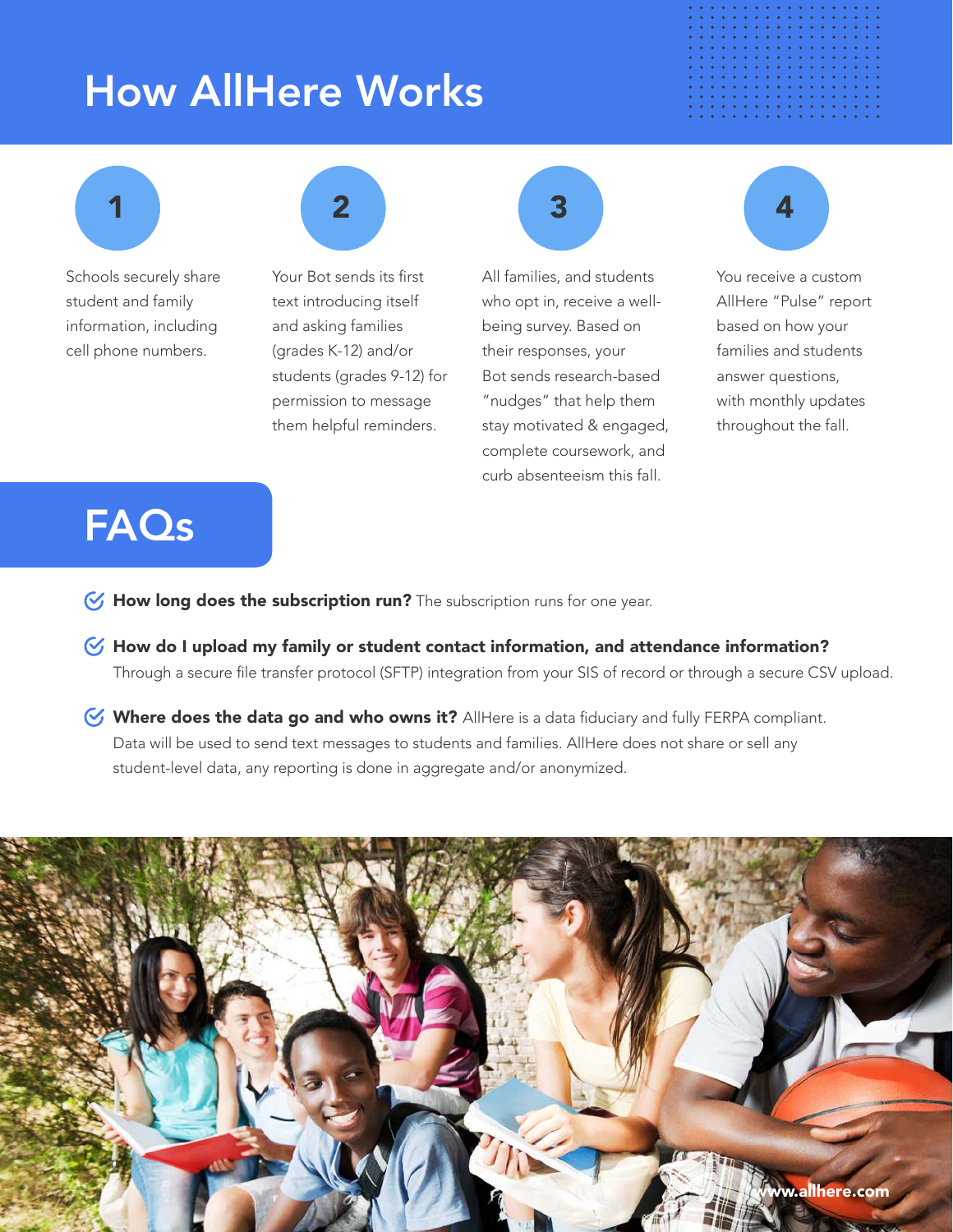# How AllHere Works

1. Schools securely share student and family information, including cell phone numbers.

2. Your Bot sends its first text introducing itself and asking families (grades K-12) and/or students (grades 9-12) for permission to message them helpful reminders.

3. All families, and students who opt in, receive a well-being survey. Based on their responses, your Bot sends research-based "nudges" that help them stay motivated & engaged, complete coursework, and curb absenteeism this fall.

4. You receive a custom AllHere "Pulse" report based on how your families and students answer questions, with monthly updates throughout the fall.

# FAQs

- **How long does the subscription run?** The subscription runs for one year.
- **How do I upload my family or student contact information, and attendance information?** Through a secure file transfer protocol (SFTP) integration from your SIS of record or through a secure CSV upload.
- **Where does the data go and who owns it?** AllHere is a data fiduciary and fully FERPA compliant. Data will be used to send text messages to students and families. AllHere does not share or sell any student-level data, any reporting is done in aggregate and/or anonymized.

www.allhere.com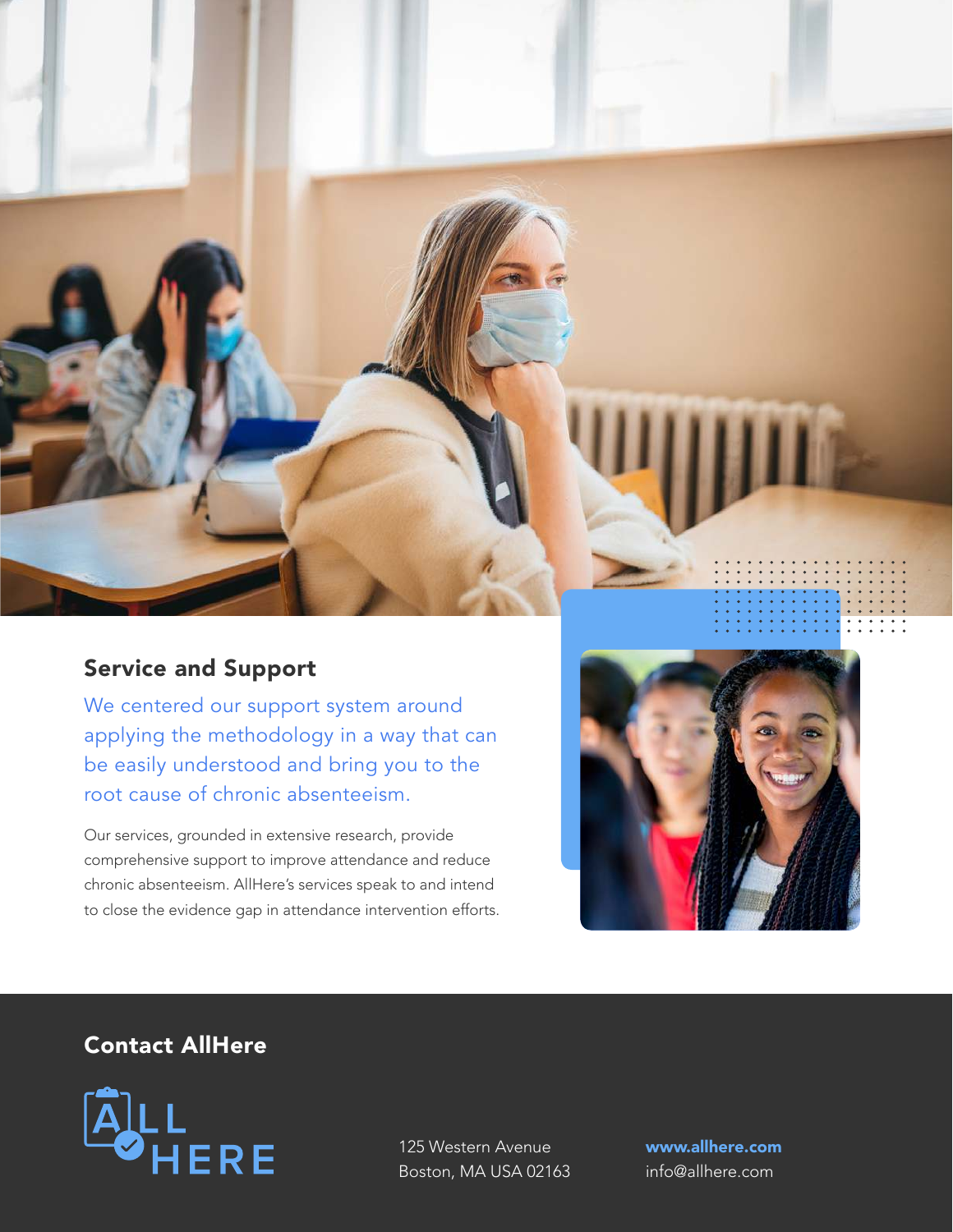## Service and Support

We centered our support system around applying the methodology in a way that can be easily understood and bring you to the root cause of chronic absenteeism.

Our services, grounded in extensive research, provide comprehensive support to improve attendance and reduce chronic absenteeism. AllHere's services speak to and intend to close the evidence gap in attendance intervention efforts.

## Contact AllHere

ALL HERE

125 Western Avenue
Boston, MA USA 02163

**www.allhere.com**
info@allhere.com